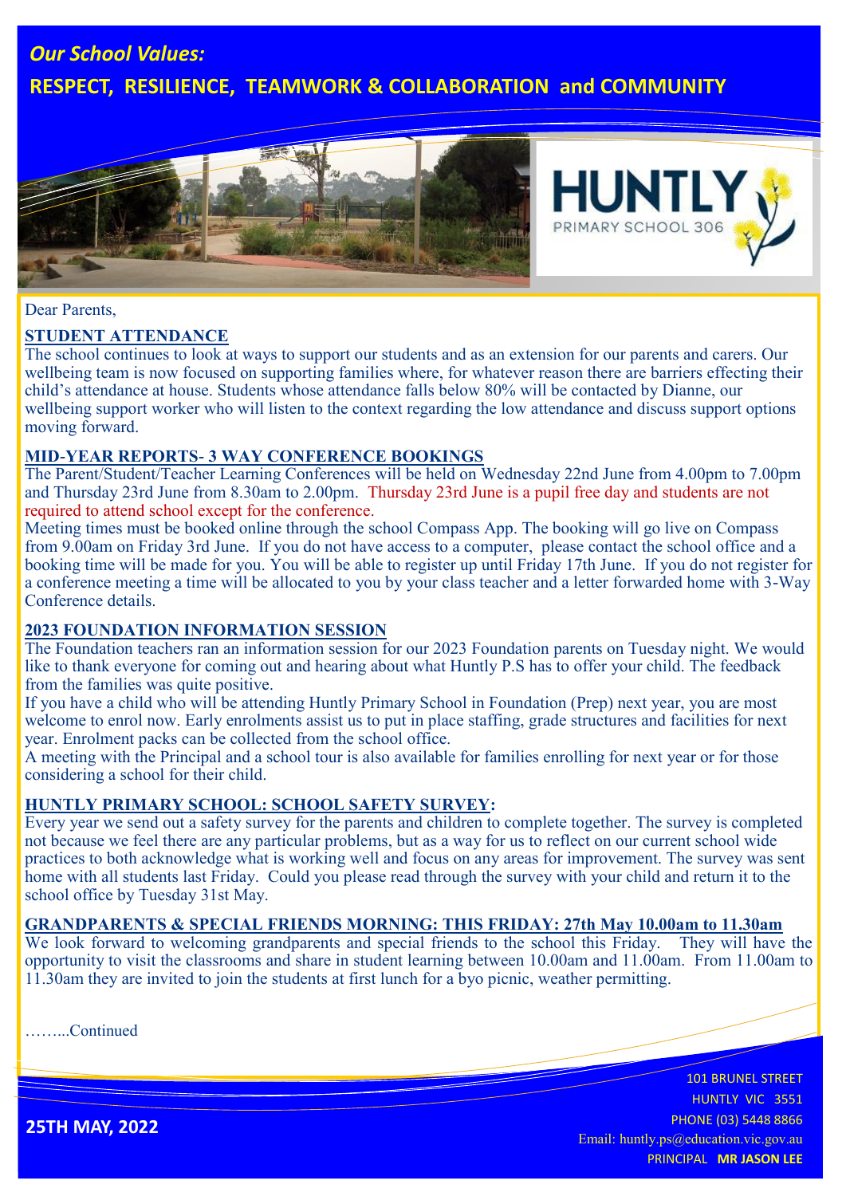*Our School Values:*

**RESPECT, RESILIENCE, TEAMWORK & COLLABORATION and COMMUNITY**

HUNTLY
PRIMARY SCHOOL 306

Dear Parents,

## STUDENT ATTENDANCE

The school continues to look at ways to support our students and as an extension for our parents and carers. Our wellbeing team is now focused on supporting families where, for whatever reason there are barriers effecting their child's attendance at house. Students whose attendance falls below 80% will be contacted by Dianne, our wellbeing support worker who will listen to the context regarding the low attendance and discuss support options moving forward.

## MID-YEAR REPORTS- 3 WAY CONFERENCE BOOKINGS

The Parent/Student/Teacher Learning Conferences will be held on Wednesday 22nd June from 4.00pm to 7.00pm and Thursday 23rd June from 8.30am to 2.00pm. Thursday 23rd June is a pupil free day and students are not required to attend school except for the conference.

Meeting times must be booked online through the school Compass App. The booking will go live on Compass from 9.00am on Friday 3rd June. If you do not have access to a computer, please contact the school office and a booking time will be made for you. You will be able to register up until Friday 17th June. If you do not register for a conference meeting a time will be allocated to you by your class teacher and a letter forwarded home with 3-Way Conference details.

## 2023 FOUNDATION INFORMATION SESSION

The Foundation teachers ran an information session for our 2023 Foundation parents on Tuesday night. We would like to thank everyone for coming out and hearing about what Huntly P.S has to offer your child. The feedback from the families was quite positive.

If you have a child who will be attending Huntly Primary School in Foundation (Prep) next year, you are most welcome to enrol now. Early enrolments assist us to put in place staffing, grade structures and facilities for next year. Enrolment packs can be collected from the school office.

A meeting with the Principal and a school tour is also available for families enrolling for next year or for those considering a school for their child.

## HUNTLY PRIMARY SCHOOL: SCHOOL SAFETY SURVEY:

Every year we send out a safety survey for the parents and children to complete together. The survey is completed not because we feel there are any particular problems, but as a way for us to reflect on our current school wide practices to both acknowledge what is working well and focus on any areas for improvement. The survey was sent home with all students last Friday. Could you please read through the survey with your child and return it to the school office by Tuesday 31st May.

## GRANDPARENTS & SPECIAL FRIENDS MORNING: THIS FRIDAY: 27th May 10.00am to 11.30am

We look forward to welcoming grandparents and special friends to the school this Friday. They will have the opportunity to visit the classrooms and share in student learning between 10.00am and 11.00am. From 11.00am to 11.30am they are invited to join the students at first lunch for a byo picnic, weather permitting.

……...Continued

**25TH MAY, 2022**

101 BRUNEL STREET
HUNTLY VIC 3551
PHONE (03) 5448 8866
Email: huntly.ps@education.vic.gov.au
PRINCIPAL **MR JASON LEE**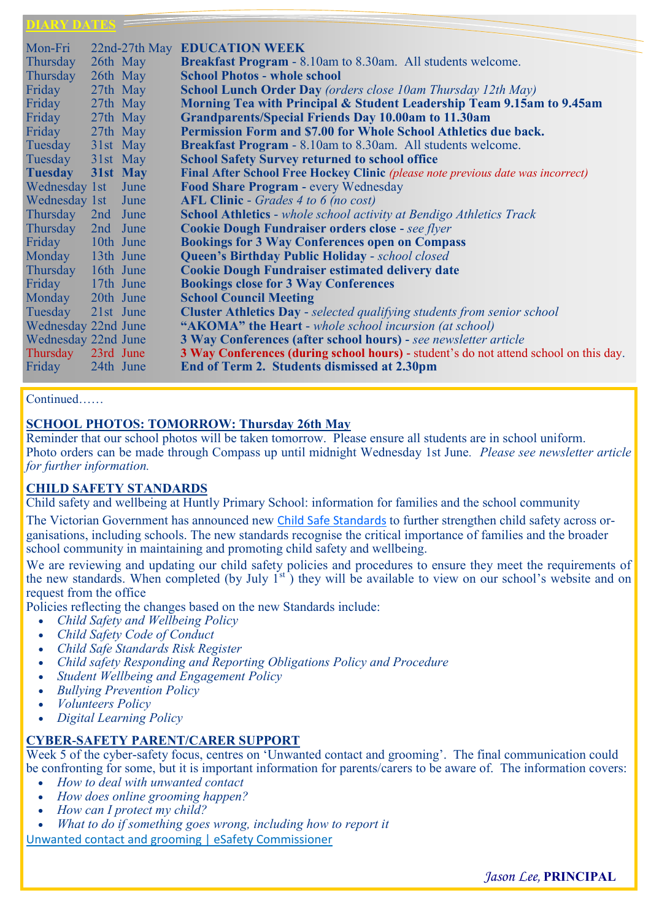## DIARY DATES

| | | |
|---|---|---|
| Mon-Fri | 22nd-27th May | **EDUCATION WEEK** |
| Thursday | 26th May | **Breakfast Program** - 8.10am to 8.30am. All students welcome. |
| Thursday | 26th May | **School Photos - whole school** |
| Friday | 27th May | **School Lunch Order Day** *(orders close 10am Thursday 12th May)* |
| Friday | 27th May | **Morning Tea with Principal & Student Leadership Team 9.15am to 9.45am** |
| Friday | 27th May | **Grandparents/Special Friends Day 10.00am to 11.30am** |
| Friday | 27th May | **Permission Form and $7.00 for Whole School Athletics due back.** |
| Tuesday | 31st May | **Breakfast Program** - 8.10am to 8.30am. All students welcome. |
| Tuesday | 31st May | **School Safety Survey returned to school office** |
| **Tuesday** | **31st May** | **Final After School Free Hockey Clinic** *(please note previous date was incorrect)* |
| Wednesday | 1st June | **Food Share Program** - every Wednesday |
| Wednesday | 1st June | **AFL Clinic** - *Grades 4 to 6 (no cost)* |
| Thursday | 2nd June | **School Athletics** - *whole school activity at Bendigo Athletics Track* |
| Thursday | 2nd June | **Cookie Dough Fundraiser orders close** - *see flyer* |
| Friday | 10th June | **Bookings for 3 Way Conferences open on Compass** |
| Monday | 13th June | **Queen's Birthday Public Holiday** - *school closed* |
| Thursday | 16th June | **Cookie Dough Fundraiser estimated delivery date** |
| Friday | 17th June | **Bookings close for 3 Way Conferences** |
| Monday | 20th June | **School Council Meeting** |
| Tuesday | 21st June | **Cluster Athletics Day** - *selected qualifying students from senior school* |
| Wednesday | 22nd June | **"AKOMA" the Heart** - *whole school incursion (at school)* |
| Wednesday | 22nd June | **3 Way Conferences (after school hours)** - *see newsletter article* |
| Thursday | 23rd June | **3 Way Conferences (during school hours)** - student's do not attend school on this day. |
| Friday | 24th June | **End of Term 2. Students dismissed at 2.30pm** |

Continued……

### SCHOOL PHOTOS: TOMORROW: Thursday 26th May

Reminder that our school photos will be taken tomorrow. Please ensure all students are in school uniform. Photo orders can be made through Compass up until midnight Wednesday 1st June. *Please see newsletter article for further information.*

### CHILD SAFETY STANDARDS

Child safety and wellbeing at Huntly Primary School: information for families and the school community

The Victorian Government has announced new Child Safe Standards to further strengthen child safety across organisations, including schools. The new standards recognise the critical importance of families and the broader school community in maintaining and promoting child safety and wellbeing.

We are reviewing and updating our child safety policies and procedures to ensure they meet the requirements of the new standards. When completed (by July 1st ) they will be available to view on our school's website and on request from the office

Policies reflecting the changes based on the new Standards include:

- *Child Safety and Wellbeing Policy*
- *Child Safety Code of Conduct*
- *Child Safe Standards Risk Register*
- *Child safety Responding and Reporting Obligations Policy and Procedure*
- *Student Wellbeing and Engagement Policy*
- *Bullying Prevention Policy*
- *Volunteers Policy*
- *Digital Learning Policy*

### CYBER-SAFETY PARENT/CARER SUPPORT

Week 5 of the cyber-safety focus, centres on 'Unwanted contact and grooming'. The final communication could be confronting for some, but it is important information for parents/carers to be aware of. The information covers:

- *How to deal with unwanted contact*
- *How does online grooming happen?*
- *How can I protect my child?*
- *What to do if something goes wrong, including how to report it*

Unwanted contact and grooming | eSafety Commissioner

*Jason Lee,* **PRINCIPAL**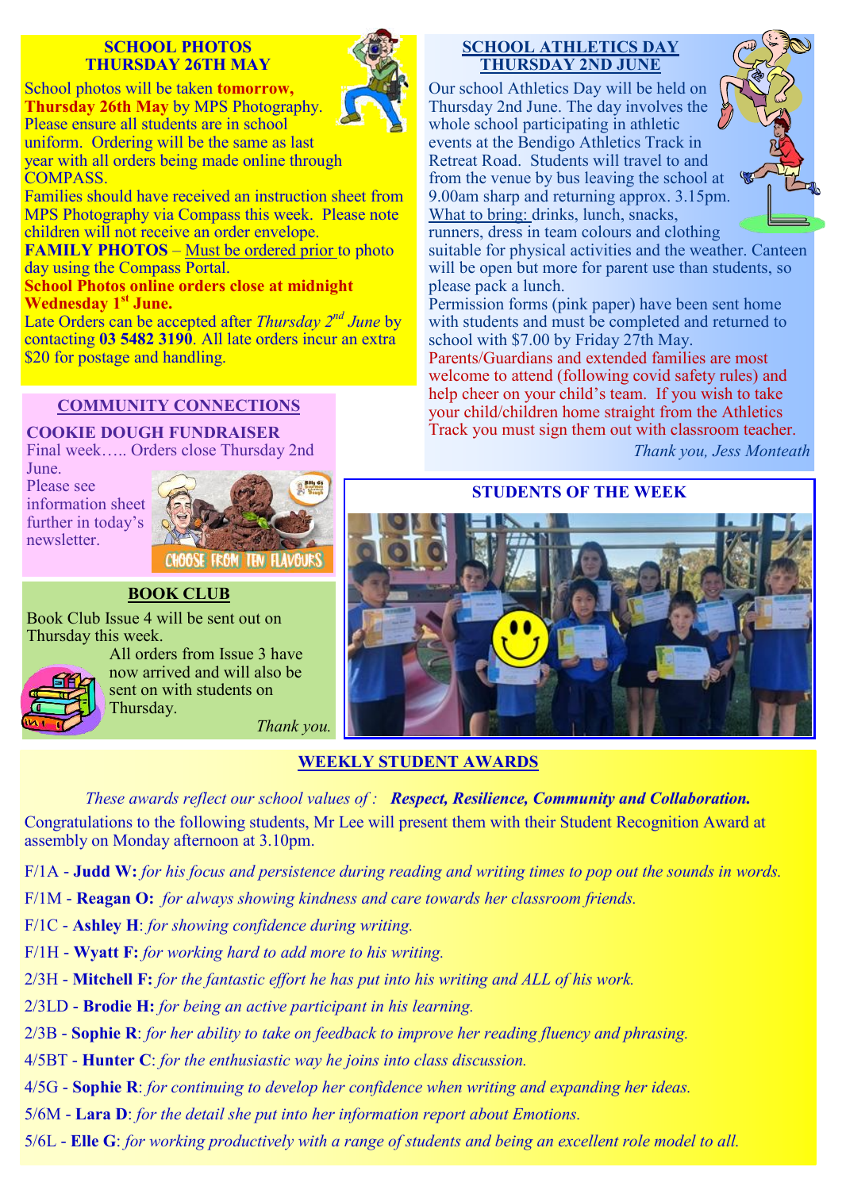## SCHOOL PHOTOS
## THURSDAY 26TH MAY

School photos will be taken **tomorrow, Thursday 26th May** by MPS Photography. Please ensure all students are in school uniform. Ordering will be the same as last year with all orders being made online through COMPASS.

Families should have received an instruction sheet from MPS Photography via Compass this week. Please note children will not receive an order envelope.

**FAMILY PHOTOS** – Must be ordered prior to photo day using the Compass Portal.

**School Photos online orders close at midnight Wednesday 1st June.**

Late Orders can be accepted after *Thursday 2nd June* by contacting **03 5482 3190**. All late orders incur an extra $20 for postage and handling.

## COMMUNITY CONNECTIONS

**COOKIE DOUGH FUNDRAISER**

Final week….. Orders close Thursday 2nd June.

Please see information sheet further in today's newsletter.

CHOOSE FROM TEN FLAVOURS

## BOOK CLUB

Book Club Issue 4 will be sent out on Thursday this week.

All orders from Issue 3 have now arrived and will also be sent on with students on Thursday.

*Thank you.*

## SCHOOL ATHLETICS DAY
## THURSDAY 2ND JUNE

Our school Athletics Day will be held on Thursday 2nd June. The day involves the whole school participating in athletic events at the Bendigo Athletics Track in Retreat Road. Students will travel to and from the venue by bus leaving the school at 9.00am sharp and returning approx. 3.15pm.

What to bring: drinks, lunch, snacks, runners, dress in team colours and clothing suitable for physical activities and the weather. Canteen will be open but more for parent use than students, so please pack a lunch.

Permission forms (pink paper) have been sent home with students and must be completed and returned to school with $7.00 by Friday 27th May.

Parents/Guardians and extended families are most welcome to attend (following covid safety rules) and help cheer on your child's team. If you wish to take your child/children home straight from the Athletics Track you must sign them out with classroom teacher.

*Thank you, Jess Monteath*

## STUDENTS OF THE WEEK

## WEEKLY STUDENT AWARDS

*These awards reflect our school values of :* ***Respect, Resilience, Community and Collaboration.***

Congratulations to the following students, Mr Lee will present them with their Student Recognition Award at assembly on Monday afternoon at 3.10pm.

F/1A - **Judd W:** *for his focus and persistence during reading and writing times to pop out the sounds in words.*

F/1M - **Reagan O:** *for always showing kindness and care towards her classroom friends.*

F/1C - **Ashley H**: *for showing confidence during writing.*

F/1H - **Wyatt F:** *for working hard to add more to his writing.*

2/3H - **Mitchell F:** *for the fantastic effort he has put into his writing and ALL of his work.*

2/3LD - **Brodie H:** *for being an active participant in his learning.*

2/3B - **Sophie R**: *for her ability to take on feedback to improve her reading fluency and phrasing.*

4/5BT - **Hunter C**: *for the enthusiastic way he joins into class discussion.*

4/5G - **Sophie R**: *for continuing to develop her confidence when writing and expanding her ideas.*

5/6M - **Lara D**: *for the detail she put into her information report about Emotions.*

5/6L - **Elle G**: *for working productively with a range of students and being an excellent role model to all.*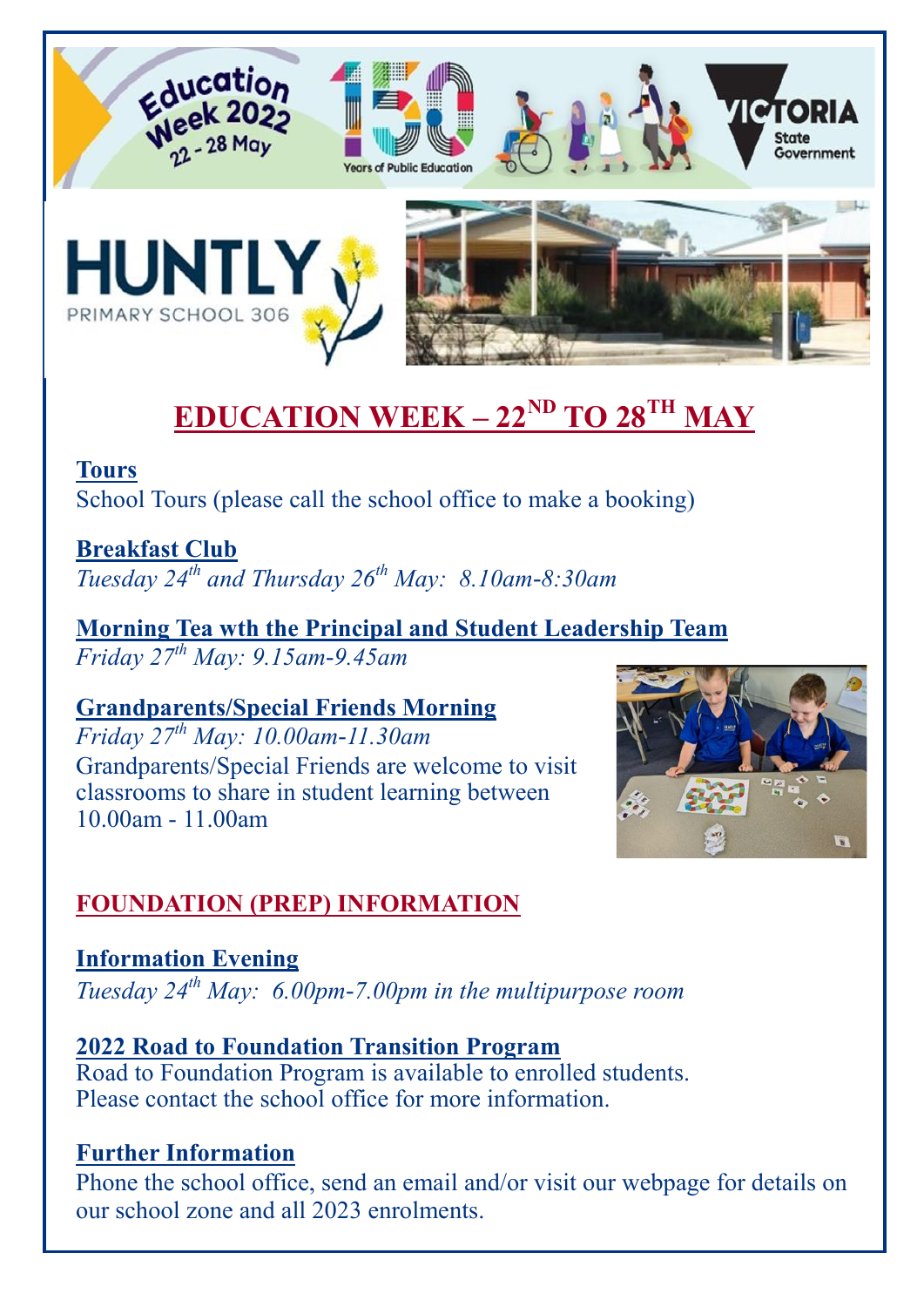# EDUCATION WEEK – 22ND TO 28TH MAY

**Tours**
School Tours (please call the school office to make a booking)

**Breakfast Club**
*Tuesday 24th and Thursday 26th May: 8.10am-8:30am*

**Morning Tea wth the Principal and Student Leadership Team**
*Friday 27th May: 9.15am-9.45am*

**Grandparents/Special Friends Morning**
*Friday 27th May: 10.00am-11.30am*
Grandparents/Special Friends are welcome to visit classrooms to share in student learning between 10.00am - 11.00am

## FOUNDATION (PREP) INFORMATION

**Information Evening**
*Tuesday 24th May: 6.00pm-7.00pm in the multipurpose room*

**2022 Road to Foundation Transition Program**
Road to Foundation Program is available to enrolled students.
Please contact the school office for more information.

**Further Information**
Phone the school office, send an email and/or visit our webpage for details on our school zone and all 2023 enrolments.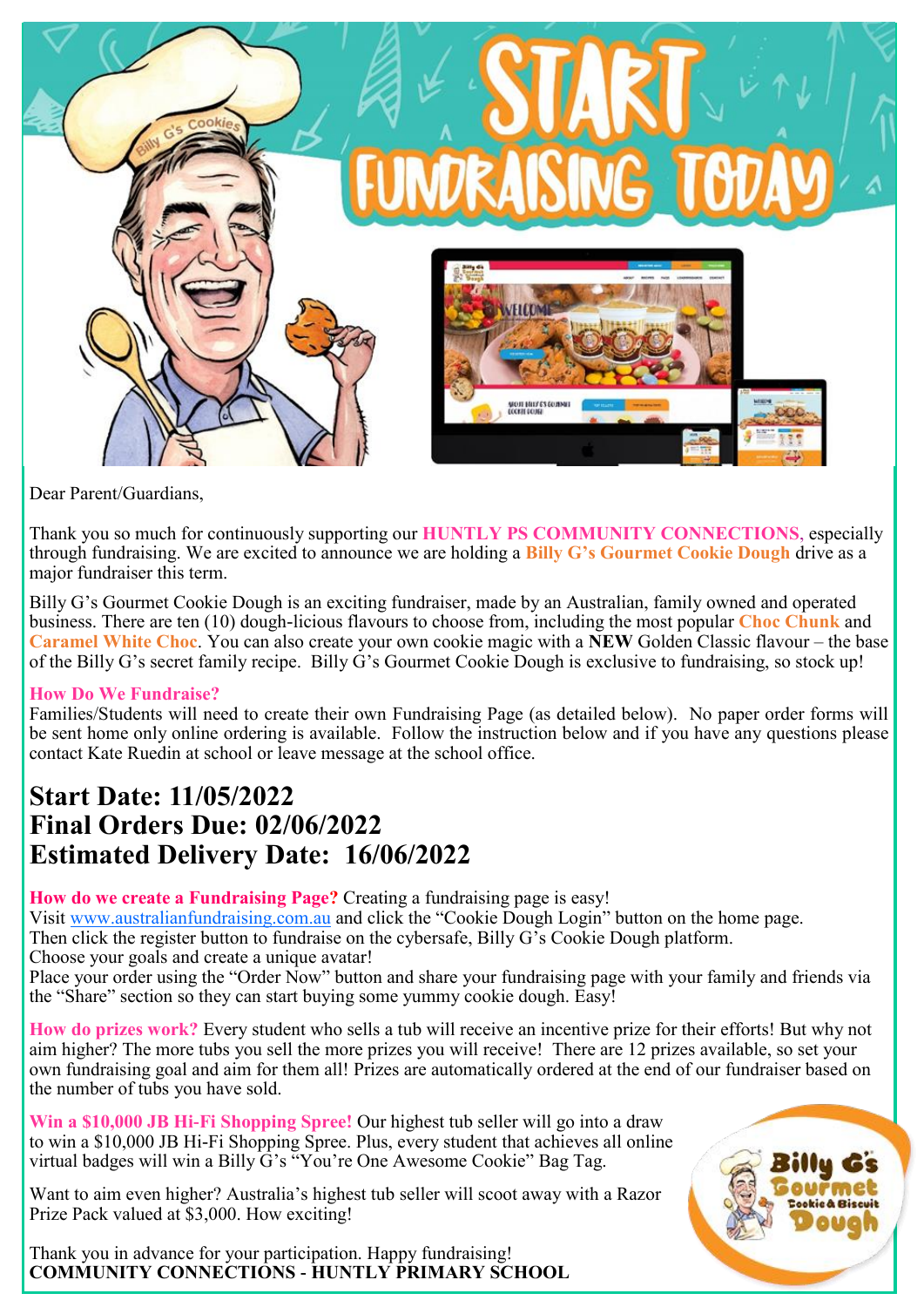# START FUNDRAISING TODAY

Dear Parent/Guardians,

Thank you so much for continuously supporting our **HUNTLY PS COMMUNITY CONNECTIONS**, especially through fundraising. We are excited to announce we are holding a **Billy G's Gourmet Cookie Dough** drive as a major fundraiser this term.

Billy G's Gourmet Cookie Dough is an exciting fundraiser, made by an Australian, family owned and operated business. There are ten (10) dough-licious flavours to choose from, including the most popular **Choc Chunk** and **Caramel White Choc**. You can also create your own cookie magic with a **NEW** Golden Classic flavour – the base of the Billy G's secret family recipe. Billy G's Gourmet Cookie Dough is exclusive to fundraising, so stock up!

**How Do We Fundraise?**
Families/Students will need to create their own Fundraising Page (as detailed below). No paper order forms will be sent home only online ordering is available. Follow the instruction below and if you have any questions please contact Kate Ruedin at school or leave message at the school office.

## Start Date: 11/05/2022
## Final Orders Due: 02/06/2022
## Estimated Delivery Date: 16/06/2022

**How do we create a Fundraising Page?** Creating a fundraising page is easy!
Visit www.australianfundraising.com.au and click the "Cookie Dough Login" button on the home page.
Then click the register button to fundraise on the cybersafe, Billy G's Cookie Dough platform.
Choose your goals and create a unique avatar!
Place your order using the "Order Now" button and share your fundraising page with your family and friends via the "Share" section so they can start buying some yummy cookie dough. Easy!

**How do prizes work?** Every student who sells a tub will receive an incentive prize for their efforts! But why not aim higher? The more tubs you sell the more prizes you will receive! There are 12 prizes available, so set your own fundraising goal and aim for them all! Prizes are automatically ordered at the end of our fundraiser based on the number of tubs you have sold.

**Win a $10,000 JB Hi-Fi Shopping Spree!** Our highest tub seller will go into a draw to win a $10,000 JB Hi-Fi Shopping Spree. Plus, every student that achieves all online virtual badges will win a Billy G's "You're One Awesome Cookie" Bag Tag.

Want to aim even higher? Australia's highest tub seller will scoot away with a Razor Prize Pack valued at $3,000. How exciting!

Thank you in advance for your participation. Happy fundraising!
**COMMUNITY CONNECTIONS - HUNTLY PRIMARY SCHOOL**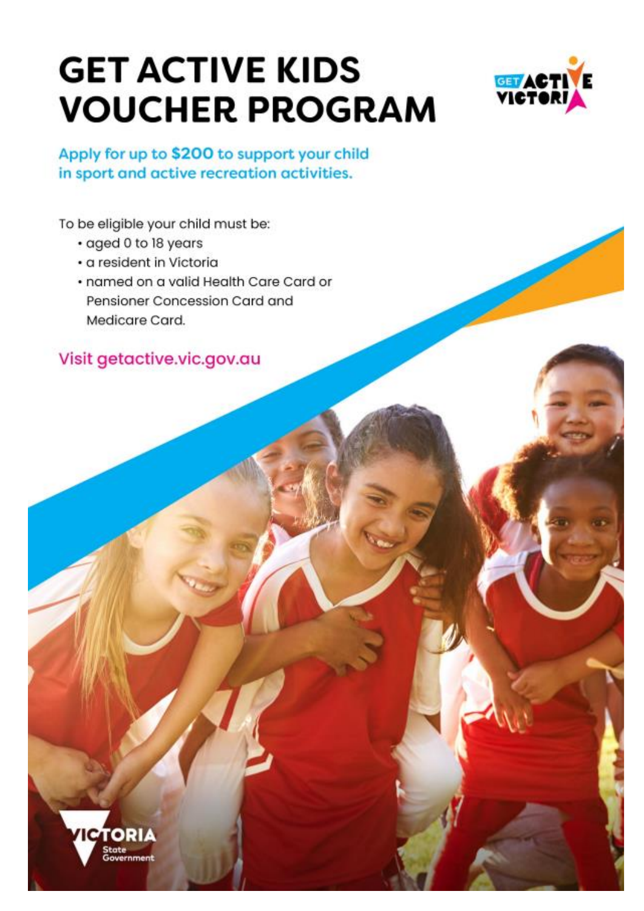# GET ACTIVE KIDS VOUCHER PROGRAM

Apply for up to **$200** to support your child in sport and active recreation activities.

To be eligible your child must be:

- aged 0 to 18 years
- a resident in Victoria
- named on a valid Health Care Card or Pensioner Concession Card and Medicare Card.

Visit getactive.vic.gov.au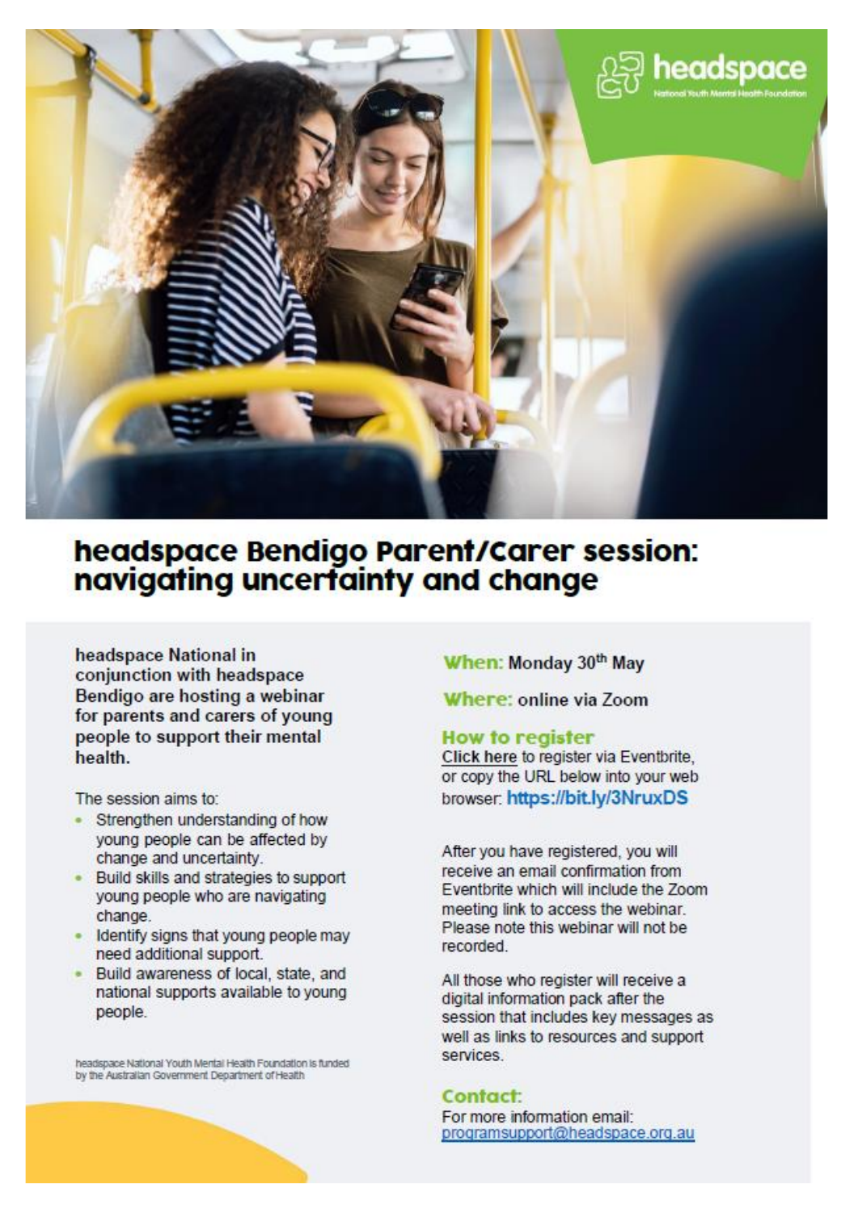# headspace Bendigo Parent/Carer session: navigating uncertainty and change

**headspace National in conjunction with headspace Bendigo are hosting a webinar for parents and carers of young people to support their mental health.**

The session aims to:

- Strengthen understanding of how young people can be affected by change and uncertainty.
- Build skills and strategies to support young people who are navigating change.
- Identify signs that young people may need additional support.
- Build awareness of local, state, and national supports available to young people.

headspace National Youth Mental Health Foundation is funded by the Australian Government Department of Health

**When:** Monday 30th May

**Where:** online via Zoom

### How to register

Click here to register via Eventbrite, or copy the URL below into your web browser: **https://bit.ly/3NruxDS**

After you have registered, you will receive an email confirmation from Eventbrite which will include the Zoom meeting link to access the webinar. Please note this webinar will not be recorded.

All those who register will receive a digital information pack after the session that includes key messages as well as links to resources and support services.

### Contact:

For more information email: programsupport@headspace.org.au